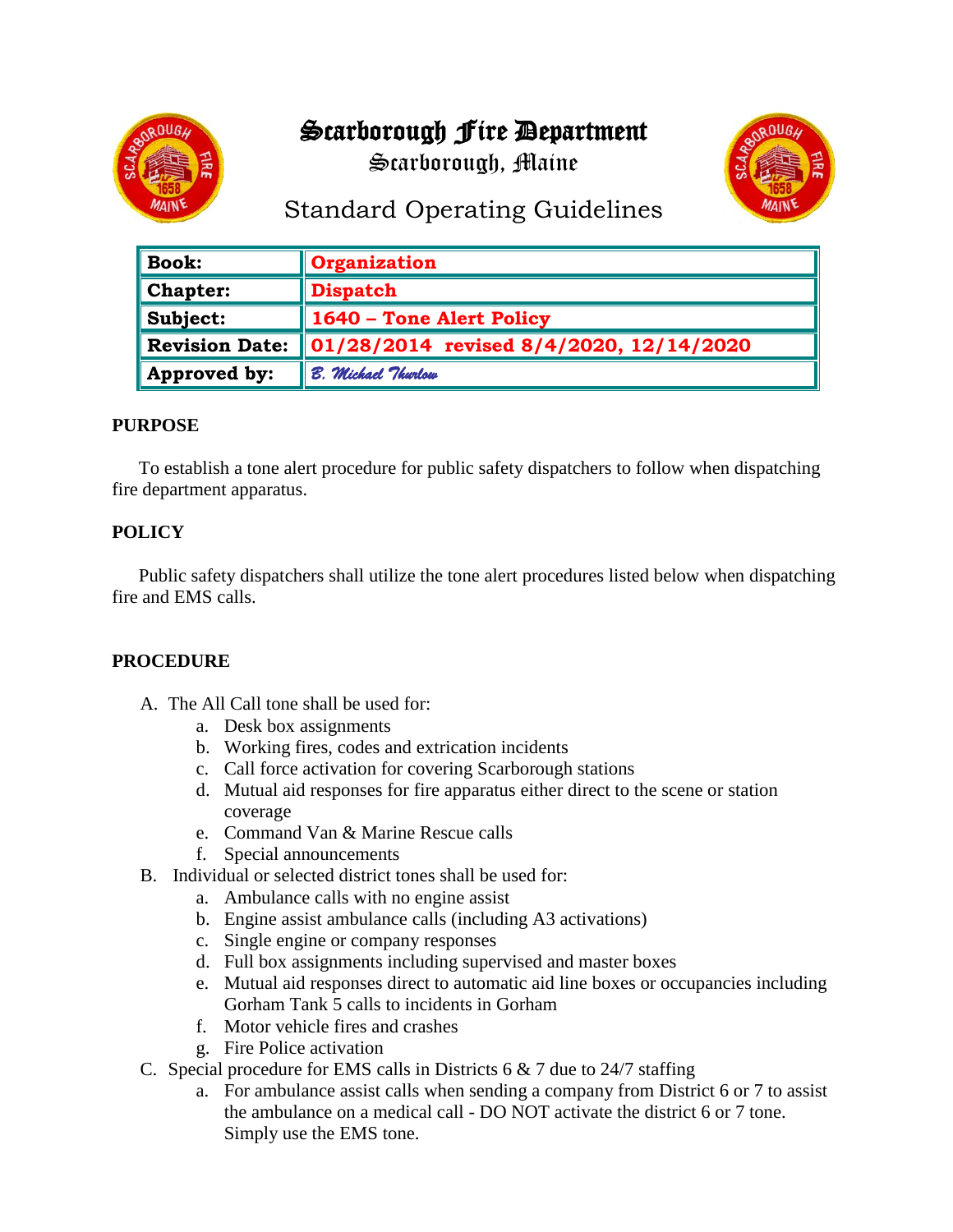# Scarborough Fire Department

Scarborough, Maine

## Standard Operating Guidelines

| Book: | Organization |
|---|---|
| Chapter: | Dispatch |
| Subject: | 1640 – Tone Alert Policy |
| Revision Date: | 01/28/2014 revised 8/4/2020, 12/14/2020 |
| Approved by: | *B. Michael Thurlow* |

**PURPOSE**

To establish a tone alert procedure for public safety dispatchers to follow when dispatching fire department apparatus.

**POLICY**

Public safety dispatchers shall utilize the tone alert procedures listed below when dispatching fire and EMS calls.

**PROCEDURE**

A. The All Call tone shall be used for:
   a. Desk box assignments
   b. Working fires, codes and extrication incidents
   c. Call force activation for covering Scarborough stations
   d. Mutual aid responses for fire apparatus either direct to the scene or station coverage
   e. Command Van & Marine Rescue calls
   f. Special announcements

B. Individual or selected district tones shall be used for:
   a. Ambulance calls with no engine assist
   b. Engine assist ambulance calls (including A3 activations)
   c. Single engine or company responses
   d. Full box assignments including supervised and master boxes
   e. Mutual aid responses direct to automatic aid line boxes or occupancies including Gorham Tank 5 calls to incidents in Gorham
   f. Motor vehicle fires and crashes
   g. Fire Police activation

C. Special procedure for EMS calls in Districts 6 & 7 due to 24/7 staffing
   a. For ambulance assist calls when sending a company from District 6 or 7 to assist the ambulance on a medical call - DO NOT activate the district 6 or 7 tone. Simply use the EMS tone.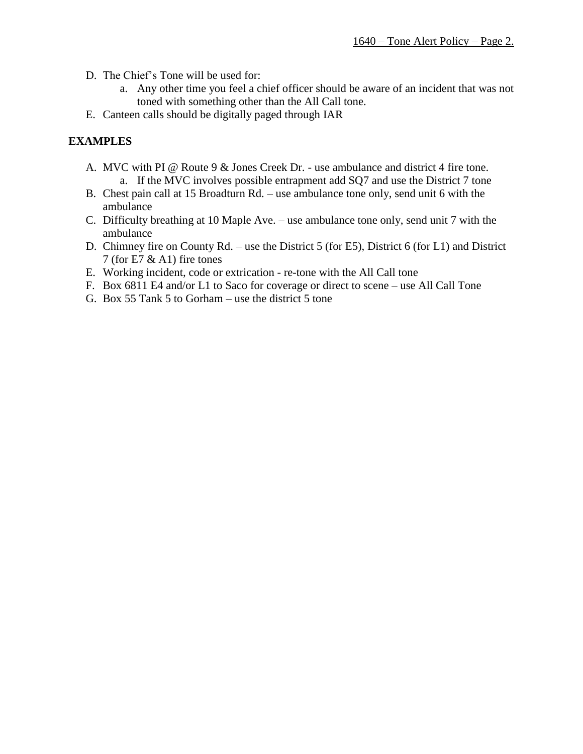D. The Chief's Tone will be used for:
   a. Any other time you feel a chief officer should be aware of an incident that was not toned with something other than the All Call tone.
E. Canteen calls should be digitally paged through IAR

**EXAMPLES**

A. MVC with PI @ Route 9 & Jones Creek Dr. - use ambulance and district 4 fire tone.
   a. If the MVC involves possible entrapment add SQ7 and use the District 7 tone
B. Chest pain call at 15 Broadturn Rd. – use ambulance tone only, send unit 6 with the ambulance
C. Difficulty breathing at 10 Maple Ave. – use ambulance tone only, send unit 7 with the ambulance
D. Chimney fire on County Rd. – use the District 5 (for E5), District 6 (for L1) and District 7 (for E7 & A1) fire tones
E. Working incident, code or extrication - re-tone with the All Call tone
F. Box 6811 E4 and/or L1 to Saco for coverage or direct to scene – use All Call Tone
G. Box 55 Tank 5 to Gorham – use the district 5 tone